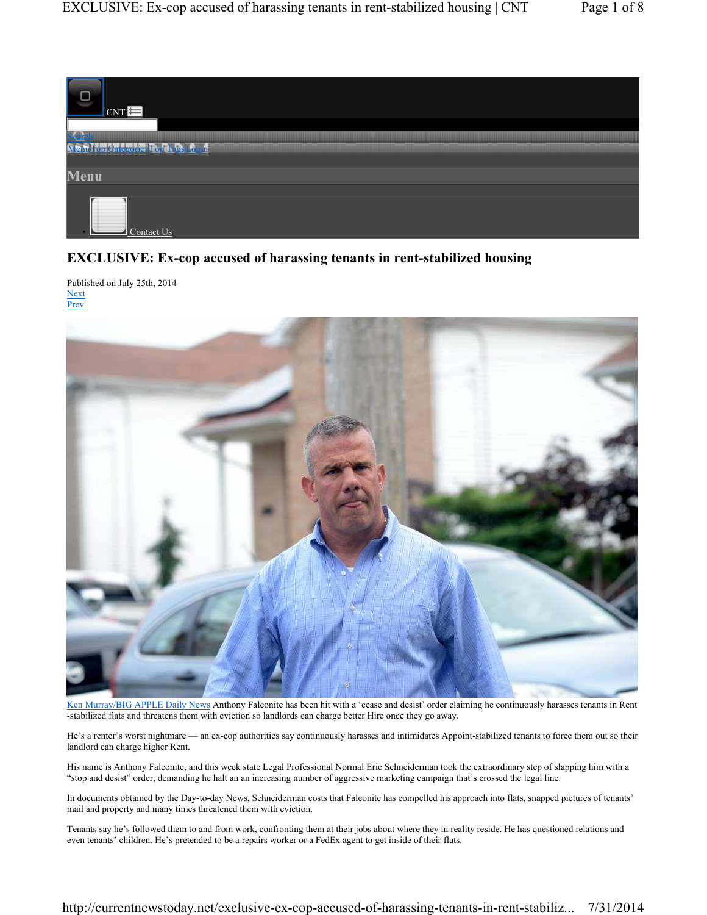CNT

Search

Menu Top Categories Top Tags Login

Menu

- Contact Us

# EXCLUSIVE: Ex-cop accused of harassing tenants in rent-stabilized housing

Published on July 25th, 2014

Next

Prev

Ken Murray/BIG APPLE Daily News Anthony Falconite has been hit with a 'cease and desist' order claiming he continuously harasses tenants in Rent -stabilized flats and threatens them with eviction so landlords can charge better Hire once they go away.

He's a renter's worst nightmare — an ex-cop authorities say continuously harasses and intimidates Appoint-stabilized tenants to force them out so their landlord can charge higher Rent.

His name is Anthony Falconite, and this week state Legal Professional Normal Eric Schneiderman took the extraordinary step of slapping him with a "stop and desist" order, demanding he halt an an increasing number of aggressive marketing campaign that's crossed the legal line.

In documents obtained by the Day-to-day News, Schneiderman costs that Falconite has compelled his approach into flats, snapped pictures of tenants' mail and property and many times threatened them with eviction.

Tenants say he's followed them to and from work, confronting them at their jobs about where they in reality reside. He has questioned relations and even tenants' children. He's pretended to be a repairs worker or a FedEx agent to get inside of their flats.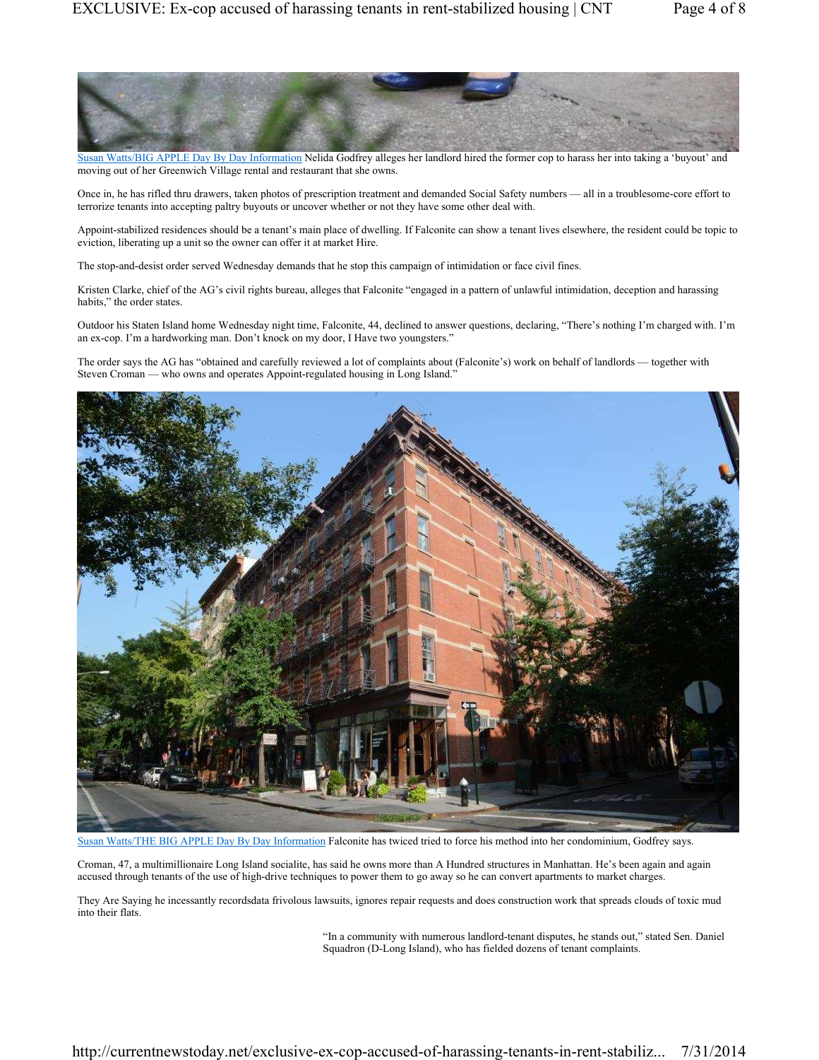Susan Watts/BIG APPLE Day By Day Information Nelida Godfrey alleges her landlord hired the former cop to harass her into taking a 'buyout' and moving out of her Greenwich Village rental and restaurant that she owns.

Once in, he has rifled thru drawers, taken photos of prescription treatment and demanded Social Safety numbers — all in a troublesome-core effort to terrorize tenants into accepting paltry buyouts or uncover whether or not they have some other deal with.

Appoint-stabilized residences should be a tenant's main place of dwelling. If Falconite can show a tenant lives elsewhere, the resident could be topic to eviction, liberating up a unit so the owner can offer it at market Hire.

The stop-and-desist order served Wednesday demands that he stop this campaign of intimidation or face civil fines.

Kristen Clarke, chief of the AG's civil rights bureau, alleges that Falconite "engaged in a pattern of unlawful intimidation, deception and harassing habits," the order states.

Outdoor his Staten Island home Wednesday night time, Falconite, 44, declined to answer questions, declaring, "There's nothing I'm charged with. I'm an ex-cop. I'm a hardworking man. Don't knock on my door, I Have two youngsters."

The order says the AG has "obtained and carefully reviewed a lot of complaints about (Falconite's) work on behalf of landlords — together with Steven Croman — who owns and operates Appoint-regulated housing in Long Island."

Susan Watts/THE BIG APPLE Day By Day Information Falconite has twiced tried to force his method into her condominium, Godfrey says.

Croman, 47, a multimillionaire Long Island socialite, has said he owns more than A Hundred structures in Manhattan. He's been again and again accused through tenants of the use of high-drive techniques to power them to go away so he can convert apartments to market charges.

They Are Saying he incessantly recordsdata frivolous lawsuits, ignores repair requests and does construction work that spreads clouds of toxic mud into their flats.

"In a community with numerous landlord-tenant disputes, he stands out," stated Sen. Daniel Squadron (D-Long Island), who has fielded dozens of tenant complaints.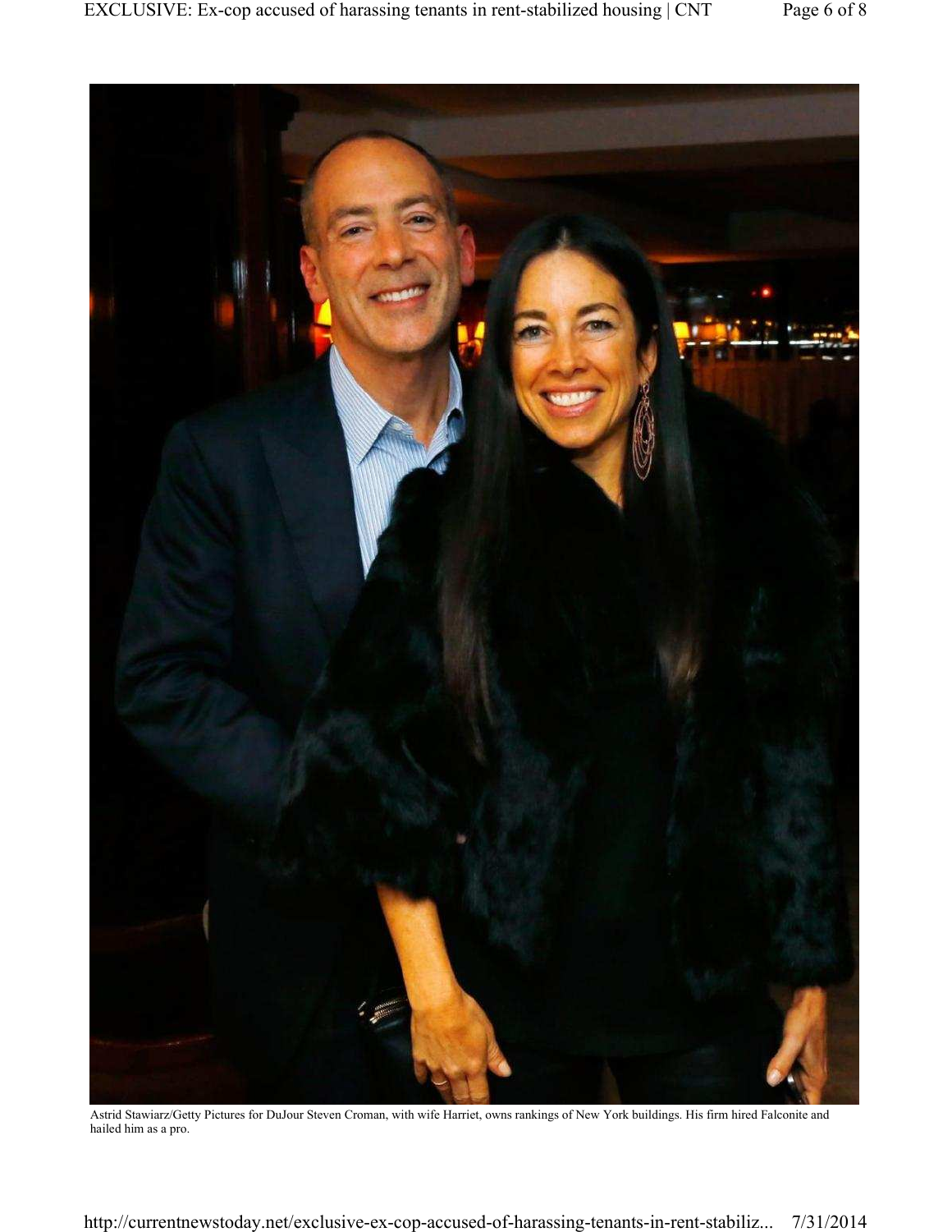Astrid Stawiarz/Getty Pictures for DuJour Steven Croman, with wife Harriet, owns rankings of New York buildings. His firm hired Falconite and hailed him as a pro.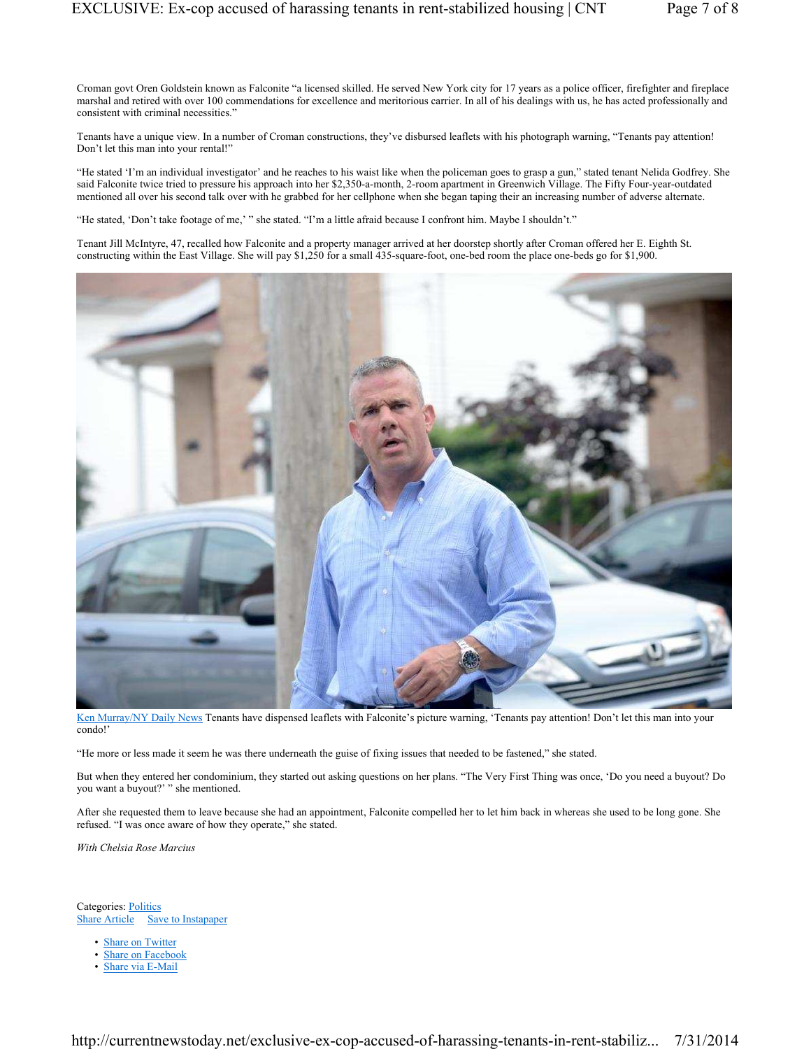Croman govt Oren Goldstein known as Falconite "a licensed skilled. He served New York city for 17 years as a police officer, firefighter and fireplace marshal and retired with over 100 commendations for excellence and meritorious carrier. In all of his dealings with us, he has acted professionally and consistent with criminal necessities."

Tenants have a unique view. In a number of Croman constructions, they've disbursed leaflets with his photograph warning, "Tenants pay attention! Don't let this man into your rental!"

"He stated 'I'm an individual investigator' and he reaches to his waist like when the policeman goes to grasp a gun," stated tenant Nelida Godfrey. She said Falconite twice tried to pressure his approach into her $2,350-a-month, 2-room apartment in Greenwich Village. The Fifty Four-year-outdated mentioned all over his second talk over with he grabbed for her cellphone when she began taping their an increasing number of adverse alternate.

"He stated, 'Don't take footage of me,' " she stated. "I'm a little afraid because I confront him. Maybe I shouldn't."

Tenant Jill McIntyre, 47, recalled how Falconite and a property manager arrived at her doorstep shortly after Croman offered her E. Eighth St. constructing within the East Village. She will pay $1,250 for a small 435-square-foot, one-bed room the place one-beds go for $1,900.

Ken Murray/NY Daily News Tenants have dispensed leaflets with Falconite's picture warning, 'Tenants pay attention! Don't let this man into your condo!'

"He more or less made it seem he was there underneath the guise of fixing issues that needed to be fastened," she stated.

But when they entered her condominium, they started out asking questions on her plans. "The Very First Thing was once, 'Do you need a buyout? Do you want a buyout?' " she mentioned.

After she requested them to leave because she had an appointment, Falconite compelled her to let him back in whereas she used to be long gone. She refused. "I was once aware of how they operate," she stated.

*With Chelsia Rose Marcius*

Categories: Politics
Share Article Save to Instapaper

- Share on Twitter
- Share on Facebook
- Share via E-Mail